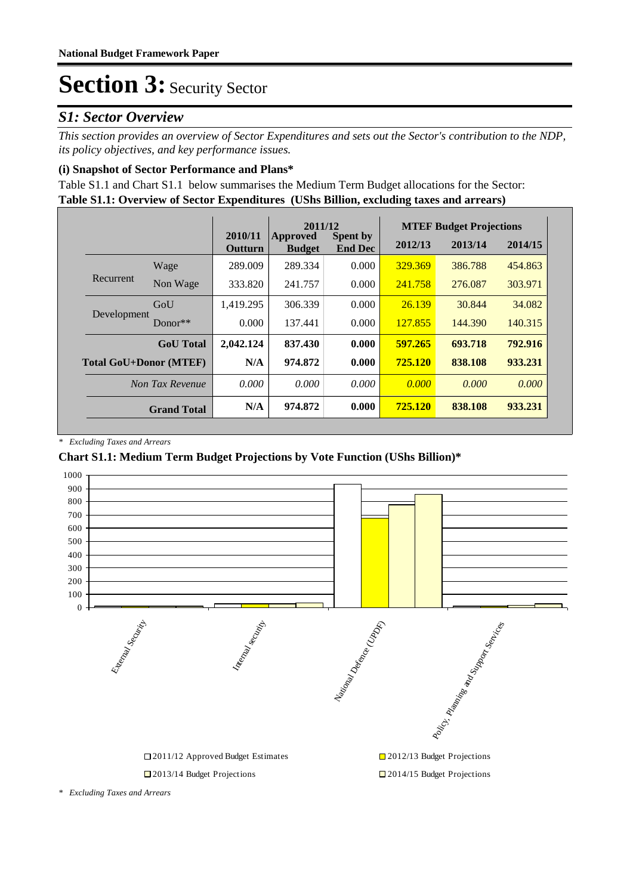**National Budget Framework Paper**

# Section 3: Security Sector

## S1: Sector Overview

*This section provides an overview of Sector Expenditures and sets out the Sector's contribution to the NDP, its policy objectives, and key performance issues.*

### (i) Snapshot of Sector Performance and Plans*

Table S1.1 and Chart S1.1 below summarises the Medium Term Budget allocations for the Sector:

**Table S1.1: Overview of Sector Expenditures (UShs Billion, excluding taxes and arrears)**

| | | 2010/11 Outturn | 2011/12 Approved Budget | 2011/12 Spent by End Dec | MTEF Budget Projections 2012/13 | 2013/14 | 2014/15 |
|---|---|---|---|---|---|---|---|
| Recurrent | Wage | 289.009 | 289.334 | 0.000 | 329.369 | 386.788 | 454.863 |
| | Non Wage | 333.820 | 241.757 | 0.000 | 241.758 | 276.087 | 303.971 |
| Development | GoU | 1,419.295 | 306.339 | 0.000 | 26.139 | 30.844 | 34.082 |
| | Donor** | 0.000 | 137.441 | 0.000 | 127.855 | 144.390 | 140.315 |
| | **GoU Total** | **2,042.124** | **837.430** | **0.000** | **597.265** | **693.718** | **792.916** |
| **Total GoU+Donor (MTEF)** | | **N/A** | **974.872** | **0.000** | **725.120** | **838.108** | **933.231** |
| | *Non Tax Revenue* | *0.000* | *0.000* | *0.000* | *0.000* | *0.000* | *0.000* |
| | **Grand Total** | **N/A** | **974.872** | **0.000** | **725.120** | **838.108** | **933.231** |

\* *Excluding Taxes and Arrears*

**Chart S1.1: Medium Term Budget Projections by Vote Function (UShs Billion)***

\* *Excluding Taxes and Arrears*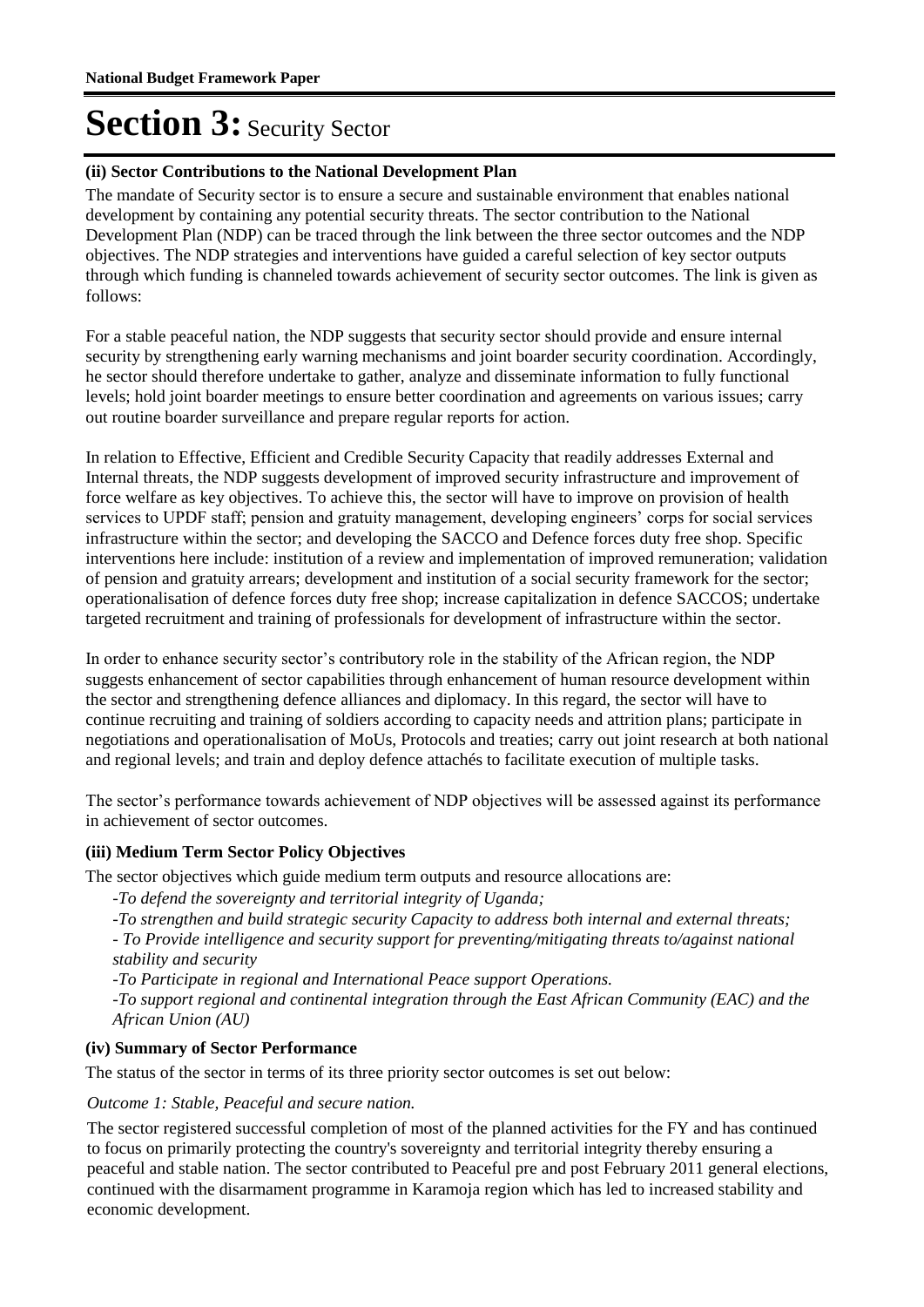# Section 3: Security Sector

**(ii) Sector Contributions to the National Development Plan**

The mandate of Security sector is to ensure a secure and sustainable environment that enables national development by containing any potential security threats. The sector contribution to the National Development Plan (NDP) can be traced through the link between the three sector outcomes and the NDP objectives. The NDP strategies and interventions have guided a careful selection of key sector outputs through which funding is channeled towards achievement of security sector outcomes. The link is given as follows:

For a stable peaceful nation, the NDP suggests that security sector should provide and ensure internal security by strengthening early warning mechanisms and joint boarder security coordination. Accordingly, he sector should therefore undertake to gather, analyze and disseminate information to fully functional levels; hold joint boarder meetings to ensure better coordination and agreements on various issues; carry out routine boarder surveillance and prepare regular reports for action.

In relation to Effective, Efficient and Credible Security Capacity that readily addresses External and Internal threats, the NDP suggests development of improved security infrastructure and improvement of force welfare as key objectives. To achieve this, the sector will have to improve on provision of health services to UPDF staff; pension and gratuity management, developing engineers' corps for social services infrastructure within the sector; and developing the SACCO and Defence forces duty free shop. Specific interventions here include: institution of a review and implementation of improved remuneration; validation of pension and gratuity arrears; development and institution of a social security framework for the sector; operationalisation of defence forces duty free shop; increase capitalization in defence SACCOS; undertake targeted recruitment and training of professionals for development of infrastructure within the sector.

In order to enhance security sector's contributory role in the stability of the African region, the NDP suggests enhancement of sector capabilities through enhancement of human resource development within the sector and strengthening defence alliances and diplomacy. In this regard, the sector will have to continue recruiting and training of soldiers according to capacity needs and attrition plans; participate in negotiations and operationalisation of MoUs, Protocols and treaties; carry out joint research at both national and regional levels; and train and deploy defence attachés to facilitate execution of multiple tasks.

The sector's performance towards achievement of NDP objectives will be assessed against its performance in achievement of sector outcomes.

**(iii) Medium Term Sector Policy Objectives**

The sector objectives which guide medium term outputs and resource allocations are:

*-To defend the sovereignty and territorial integrity of Uganda;*

*-To strengthen and build strategic security Capacity to address both internal and external threats;*

*- To Provide intelligence and security support for preventing/mitigating threats to/against national stability and security*

*-To Participate in regional and International Peace support Operations.*

*-To support regional and continental integration through the East African Community (EAC) and the African Union (AU)*

**(iv) Summary of Sector Performance**

The status of the sector in terms of its three priority sector outcomes is set out below:

*Outcome 1: Stable, Peaceful and secure nation.*

The sector registered successful completion of most of the planned activities for the FY and has continued to focus on primarily protecting the country's sovereignty and territorial integrity thereby ensuring a peaceful and stable nation. The sector contributed to Peaceful pre and post February 2011 general elections, continued with the disarmament programme in Karamoja region which has led to increased stability and economic development.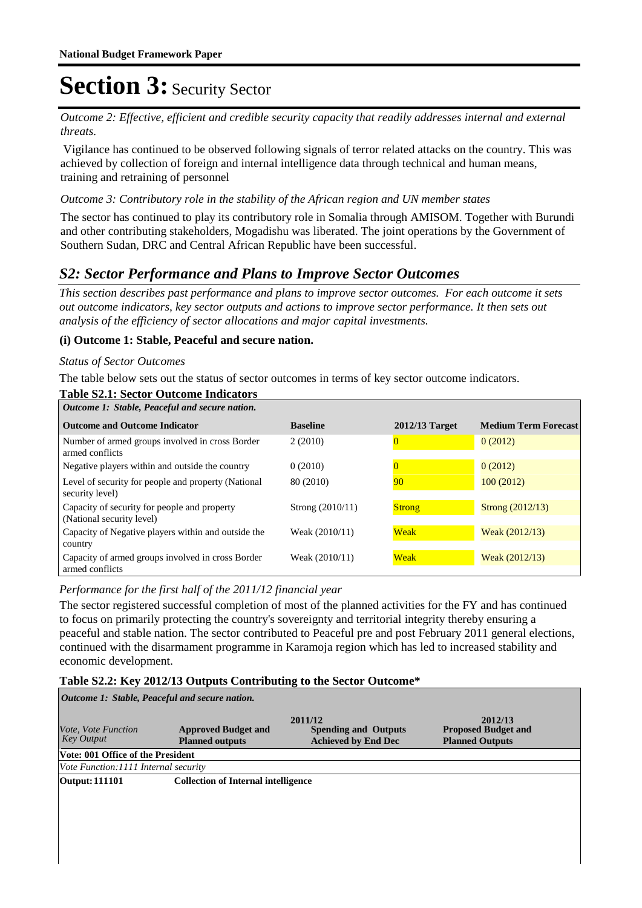# Section 3: Security Sector

*Outcome 2: Effective, efficient and credible security capacity that readily addresses internal and external threats.*

Vigilance has continued to be observed following signals of terror related attacks on the country. This was achieved by collection of foreign and internal intelligence data through technical and human means, training and retraining of personnel

*Outcome 3: Contributory role in the stability of the African region and UN member states*

The sector has continued to play its contributory role in Somalia through AMISOM. Together with Burundi and other contributing stakeholders, Mogadishu was liberated. The joint operations by the Government of Southern Sudan, DRC and Central African Republic have been successful.

## S2: Sector Performance and Plans to Improve Sector Outcomes

*This section describes past performance and plans to improve sector outcomes. For each outcome it sets out outcome indicators, key sector outputs and actions to improve sector performance. It then sets out analysis of the efficiency of sector allocations and major capital investments.*

### (i) Outcome 1: Stable, Peaceful and secure nation.

*Status of Sector Outcomes*

The table below sets out the status of sector outcomes in terms of key sector outcome indicators.

**Table S2.1: Sector Outcome Indicators**

| *Outcome 1: Stable, Peaceful and secure nation.* | | | |
|---|---|---|---|
| **Outcome and Outcome Indicator** | **Baseline** | **2012/13 Target** | **Medium Term Forecast** |
| Number of armed groups involved in cross Border armed conflicts | 2 (2010) | 0 | 0 (2012) |
| Negative players within and outside the country | 0 (2010) | 0 | 0 (2012) |
| Level of security for people and property (National security level) | 80 (2010) | 90 | 100 (2012) |
| Capacity of security for people and property (National security level) | Strong (2010/11) | Strong | Strong (2012/13) |
| Capacity of Negative players within and outside the country | Weak (2010/11) | Weak | Weak (2012/13) |
| Capacity of armed groups involved in cross Border armed conflicts | Weak (2010/11) | Weak | Weak (2012/13) |

*Performance for the first half of the 2011/12 financial year*

The sector registered successful completion of most of the planned activities for the FY and has continued to focus on primarily protecting the country's sovereignty and territorial integrity thereby ensuring a peaceful and stable nation. The sector contributed to Peaceful pre and post February 2011 general elections, continued with the disarmament programme in Karamoja region which has led to increased stability and economic development.

**Table S2.2: Key 2012/13 Outputs Contributing to the Sector Outcome***

| *Outcome 1: Stable, Peaceful and secure nation.* | | | |
|---|---|---|---|
| | 2011/12 | | 2012/13 |
| *Vote, Vote Function Key Output* | **Approved Budget and Planned outputs** | **Spending and Outputs Achieved by End Dec** | **Proposed Budget and Planned Outputs** |
| **Vote: 001 Office of the President** | | | |
| *Vote Function:1111 Internal security* | | | |
| **Output: 111101** | **Collection of Internal intelligence** | | |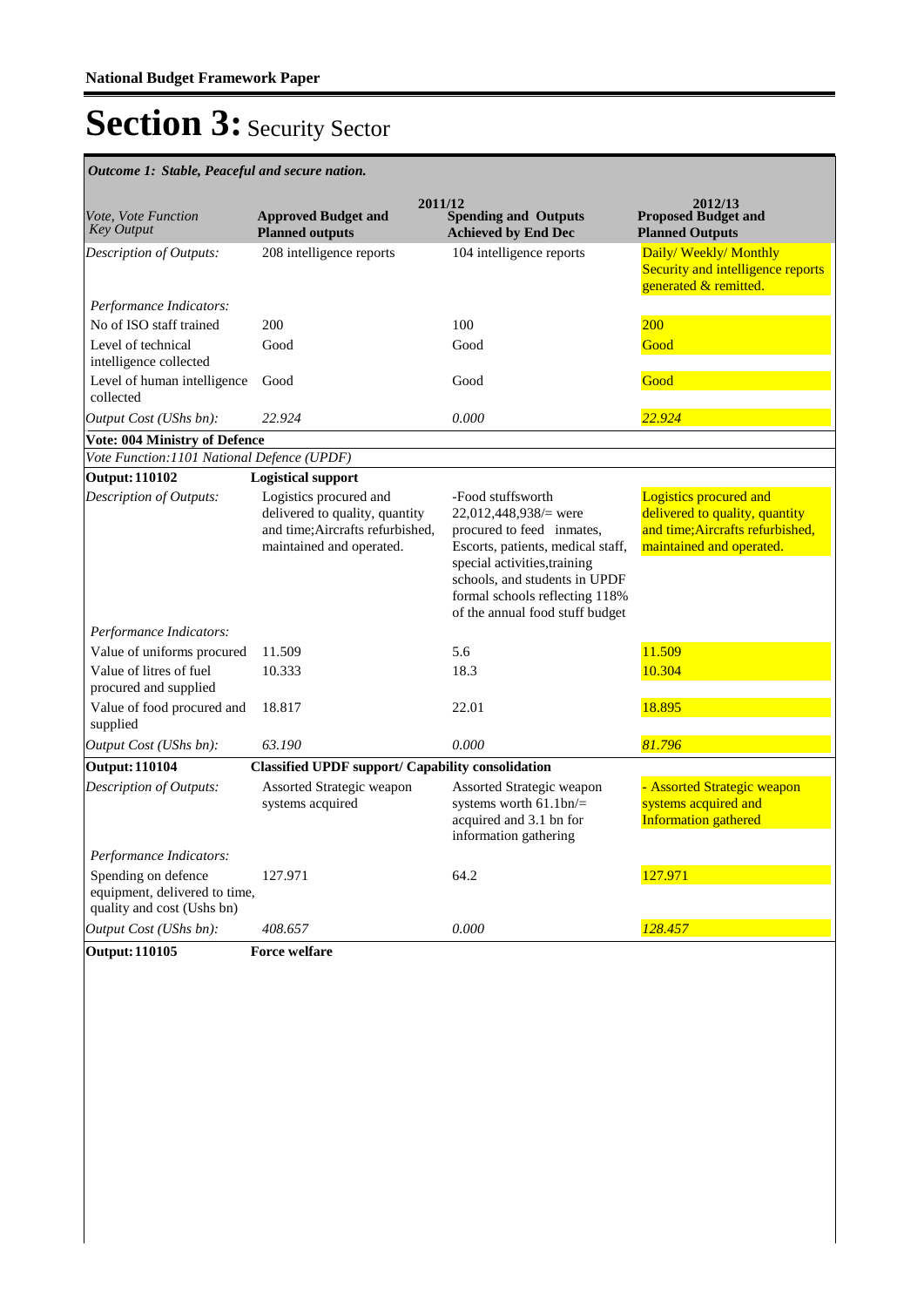**National Budget Framework Paper**

# Section 3: Security Sector

*Outcome 1: Stable, Peaceful and secure nation.*

| *Vote, Vote Function Key Output* | 2011/12 **Approved Budget and Planned outputs** | **Spending and Outputs Achieved by End Dec** | 2012/13 **Proposed Budget and Planned Outputs** |
|---|---|---|---|
| *Description of Outputs:* | 208 intelligence reports | 104 intelligence reports | Daily/ Weekly/ Monthly Security and intelligence reports generated & remitted. |
| *Performance Indicators:* | | | |
| No of ISO staff trained | 200 | 100 | 200 |
| Level of technical intelligence collected | Good | Good | Good |
| Level of human intelligence collected | Good | Good | Good |
| *Output Cost (UShs bn):* | *22.924* | *0.000* | *22.924* |
| **Vote: 004 Ministry of Defence** | | | |
| *Vote Function:1101 National Defence (UPDF)* | | | |
| **Output: 110102** | **Logistical support** | | |
| *Description of Outputs:* | Logistics procured and delivered to quality, quantity and time;Aircrafts refurbished, maintained and operated. | -Food stuffsworth 22,012,448,938/= were procured to feed inmates, Escorts, patients, medical staff, special activities,training schools, and students in UPDF formal schools reflecting 118% of the annual food stuff budget | Logistics procured and delivered to quality, quantity and time;Aircrafts refurbished, maintained and operated. |
| *Performance Indicators:* | | | |
| Value of uniforms procured | 11.509 | 5.6 | 11.509 |
| Value of litres of fuel procured and supplied | 10.333 | 18.3 | 10.304 |
| Value of food procured and supplied | 18.817 | 22.01 | 18.895 |
| *Output Cost (UShs bn):* | *63.190* | *0.000* | *81.796* |
| **Output: 110104** | **Classified UPDF support/ Capability consolidation** | | |
| *Description of Outputs:* | Assorted Strategic weapon systems acquired | Assorted Strategic weapon systems worth 61.1bn/= acquired and 3.1 bn for information gathering | - Assorted Strategic weapon systems acquired and Information gathered |
| *Performance Indicators:* | | | |
| Spending on defence equipment, delivered to time, quality and cost (Ushs bn) | 127.971 | 64.2 | 127.971 |
| *Output Cost (UShs bn):* | *408.657* | *0.000* | *128.457* |
| **Output: 110105** | **Force welfare** | | |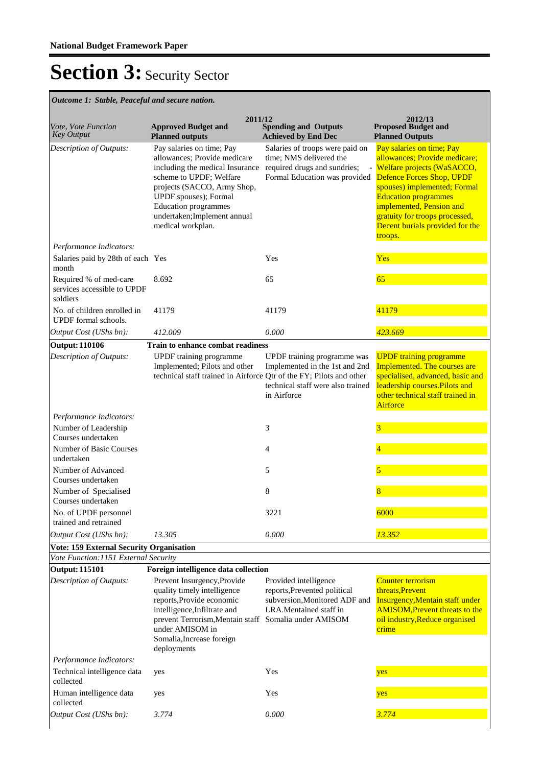**National Budget Framework Paper**

# Section 3: Security Sector

*Outcome 1: Stable, Peaceful and secure nation.*

| *Vote, Vote Function Key Output* | 2011/12 **Approved Budget and Planned outputs** | **Spending and Outputs Achieved by End Dec** | 2012/13 **Proposed Budget and Planned Outputs** |
|---|---|---|---|
| *Description of Outputs:* | Pay salaries on time; Pay allowances; Provide medicare including the medical Insurance scheme to UPDF; Welfare projects (SACCO, Army Shop, UPDF spouses); Formal Education programmes undertaken;Implement annual medical workplan. | Salaries of troops were paid on time; NMS delivered the required drugs and sundries; - Formal Education was provided | Pay salaries on time; Pay allowances; Provide medicare; Welfare projects (WaSACCO, Defence Forces Shop, UPDF spouses) implemented; Formal Education programmes implemented, Pension and gratuity for troops processed, Decent burials provided for the troops. |
| *Performance Indicators:* | | | |
| Salaries paid by 28th of each month | Yes | Yes | Yes |
| Required % of med-care services accessible to UPDF soldiers | 8.692 | 65 | 65 |
| No. of children enrolled in UPDF formal schools. | 41179 | 41179 | 41179 |
| *Output Cost (UShs bn):* | *412.009* | *0.000* | *423.669* |
| **Output: 110106** | **Train to enhance combat readiness** | | |
| *Description of Outputs:* | UPDF training programme Implemented; Pilots and other technical staff trained in Airforce | UPDF training programme was Implemented in the 1st and 2nd Qtr of the FY; Pilots and other technical staff were also trained in Airforce | UPDF training programme Implemented. The courses are specialised, advanced, basic and leadership courses.Pilots and other technical staff trained in Airforce |
| *Performance Indicators:* | | | |
| Number of Leadership Courses undertaken | | 3 | 3 |
| Number of Basic Courses undertaken | | 4 | 4 |
| Number of Advanced Courses undertaken | | 5 | 5 |
| Number of Specialised Courses undertaken | | 8 | 8 |
| No. of UPDF personnel trained and retrained | | 3221 | 6000 |
| *Output Cost (UShs bn):* | *13.305* | *0.000* | *13.352* |
| **Vote: 159 External Security Organisation** | | | |
| *Vote Function:1151 External Security* | | | |
| **Output: 115101** | **Foreign intelligence data collection** | | |
| *Description of Outputs:* | Prevent Insurgency,Provide quality timely intelligence reports,Provide economic intelligence,Infiltrate and prevent Terrorism,Mentain staff under AMISOM in Somalia,Increase foreign deployments | Provided intelligence reports,Prevented political subversion,Monitored ADF and LRA.Mentained staff in Somalia under AMISOM | Counter terrorism threats,Prevent Insurgency,Mentain staff under AMISOM,Prevent threats to the oil industry,Reduce organised crime |
| *Performance Indicators:* | | | |
| Technical intelligence data collected | yes | Yes | yes |
| Human intelligence data collected | yes | Yes | yes |
| *Output Cost (UShs bn):* | *3.774* | *0.000* | *3.774* |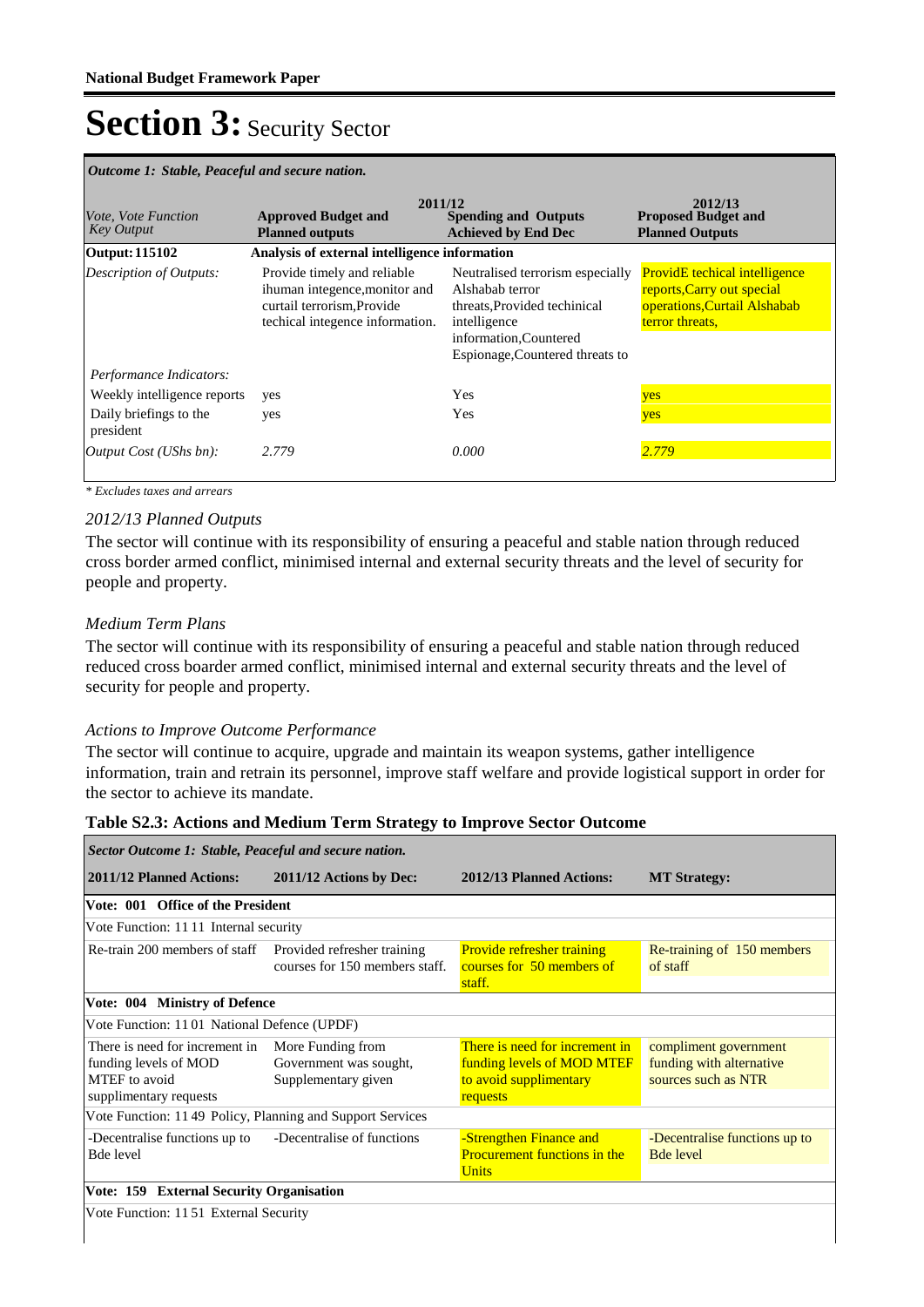# Section 3: Security Sector

| *Outcome 1: Stable, Peaceful and secure nation.* | | | |
|---|---|---|---|
| *Vote, Vote Function Key Output* | 2011/12 **Approved Budget and Planned outputs** | **Spending and Outputs Achieved by End Dec** | 2012/13 **Proposed Budget and Planned Outputs** |
| **Output: 115102** | **Analysis of external intelligence information** | | |
| *Description of Outputs:* | Provide timely and reliable ihuman integence,monitor and curtail terrorism,Provide techical integence information. | Neutralised terrorism especially Alshabab terror threats,Provided techinical intelligence information,Countered Espionage,Countered threats to | ProvidE techical intelligence reports,Carry out special operations,Curtail Alshabab terror threats, |
| *Performance Indicators:* | | | |
| Weekly intelligence reports | yes | Yes | yes |
| Daily briefings to the president | yes | Yes | yes |
| *Output Cost (UShs bn):* | *2.779* | *0.000* | *2.779* |

*\* Excludes taxes and arrears*

*2012/13 Planned Outputs*

The sector will continue with its responsibility of ensuring a peaceful and stable nation through reduced cross border armed conflict, minimised internal and external security threats and the level of security for people and property.

*Medium Term Plans*

The sector will continue with its responsibility of ensuring a peaceful and stable nation through reduced reduced cross boarder armed conflict, minimised internal and external security threats and the level of security for people and property.

*Actions to Improve Outcome Performance*

The sector will continue to acquire, upgrade and maintain its weapon systems, gather intelligence information, train and retrain its personnel, improve staff welfare and provide logistical support in order for the sector to achieve its mandate.

**Table S2.3: Actions and Medium Term Strategy to Improve Sector Outcome**

| *Sector Outcome 1: Stable, Peaceful and secure nation.* | | | |
|---|---|---|---|
| **2011/12 Planned Actions:** | **2011/12 Actions by Dec:** | **2012/13 Planned Actions:** | **MT Strategy:** |
| **Vote: 001 Office of the President** | | | |
| Vote Function: 11 11 Internal security | | | |
| Re-train 200 members of staff | Provided refresher training courses for 150 members staff. | Provide refresher training courses for 50 members of staff. | Re-training of 150 members of staff |
| **Vote: 004 Ministry of Defence** | | | |
| Vote Function: 11 01 National Defence (UPDF) | | | |
| There is need for increment in funding levels of MOD MTEF to avoid supplimentary requests | More Funding from Government was sought, Supplementary given | There is need for increment in funding levels of MOD MTEF to avoid supplimentary requests | compliment government funding with alternative sources such as NTR |
| Vote Function: 11 49 Policy, Planning and Support Services | | | |
| -Decentralise functions up to Bde level | -Decentralise of functions | -Strengthen Finance and Procurement functions in the Units | -Decentralise functions up to Bde level |
| **Vote: 159 External Security Organisation** | | | |
| Vote Function: 11 51 External Security | | | |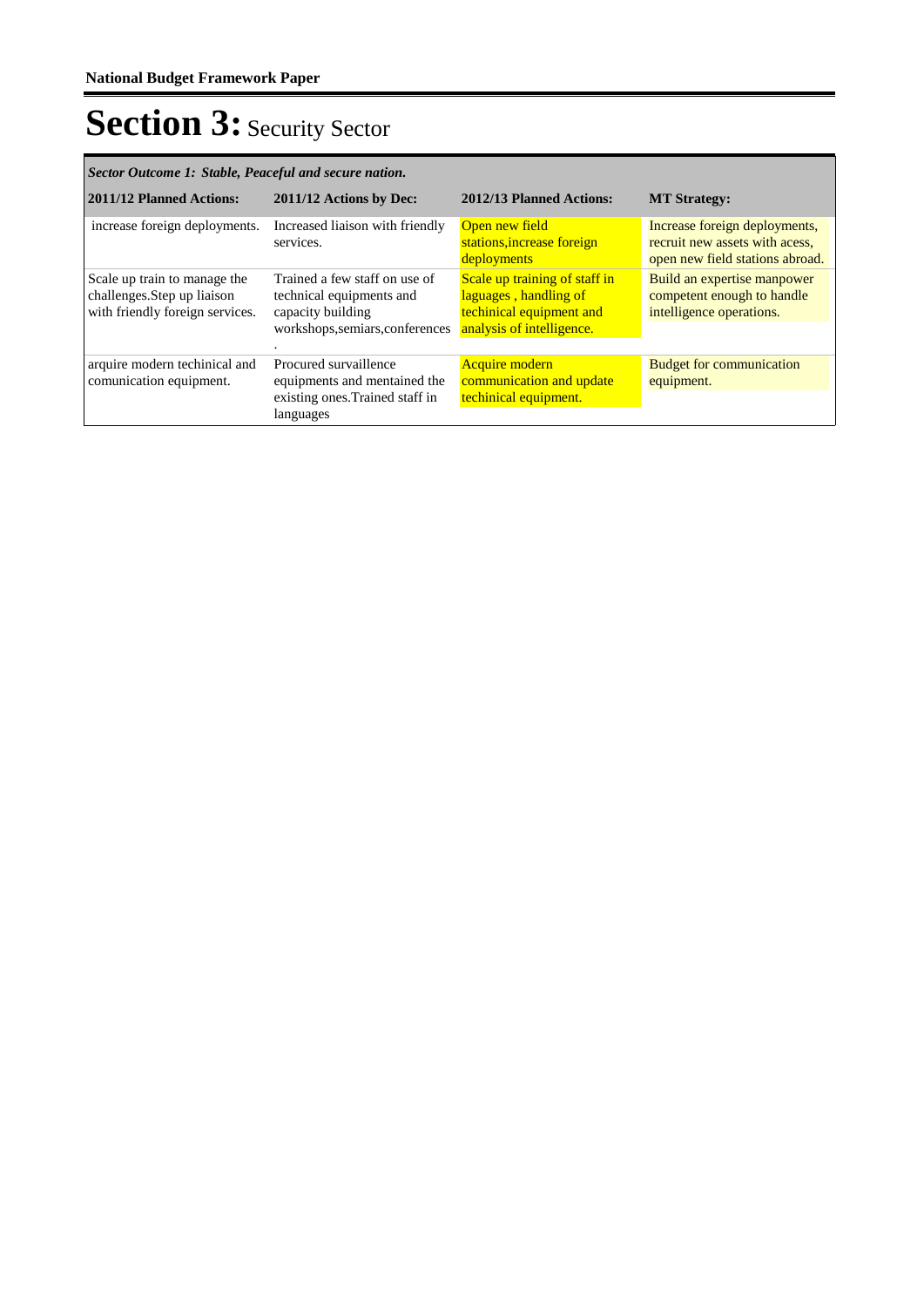# Section 3: Security Sector

| *Sector Outcome 1: Stable, Peaceful and secure nation.* | | | |
|---|---|---|---|
| **2011/12 Planned Actions:** | **2011/12 Actions by Dec:** | **2012/13 Planned Actions:** | **MT Strategy:** |
| increase foreign deployments. | Increased liaison with friendly services. | Open new field stations,increase foreign deployments | Increase foreign deployments, recruit new assets with acess, open new field stations abroad. |
| Scale up train to manage the challenges.Step up liaison with friendly foreign services. | Trained a few staff on use of technical equipments and capacity building workshops,semiars,conferences . | Scale up training of staff in laguages , handling of techinical equipment and analysis of intelligence. | Build an expertise manpower competent enough to handle intelligence operations. |
| arquire modern techinical and comunication equipment. | Procured survaillence equipments and mentained the existing ones.Trained staff in languages | Acquire modern communication and update techinical equipment. | Budget for communication equipment. |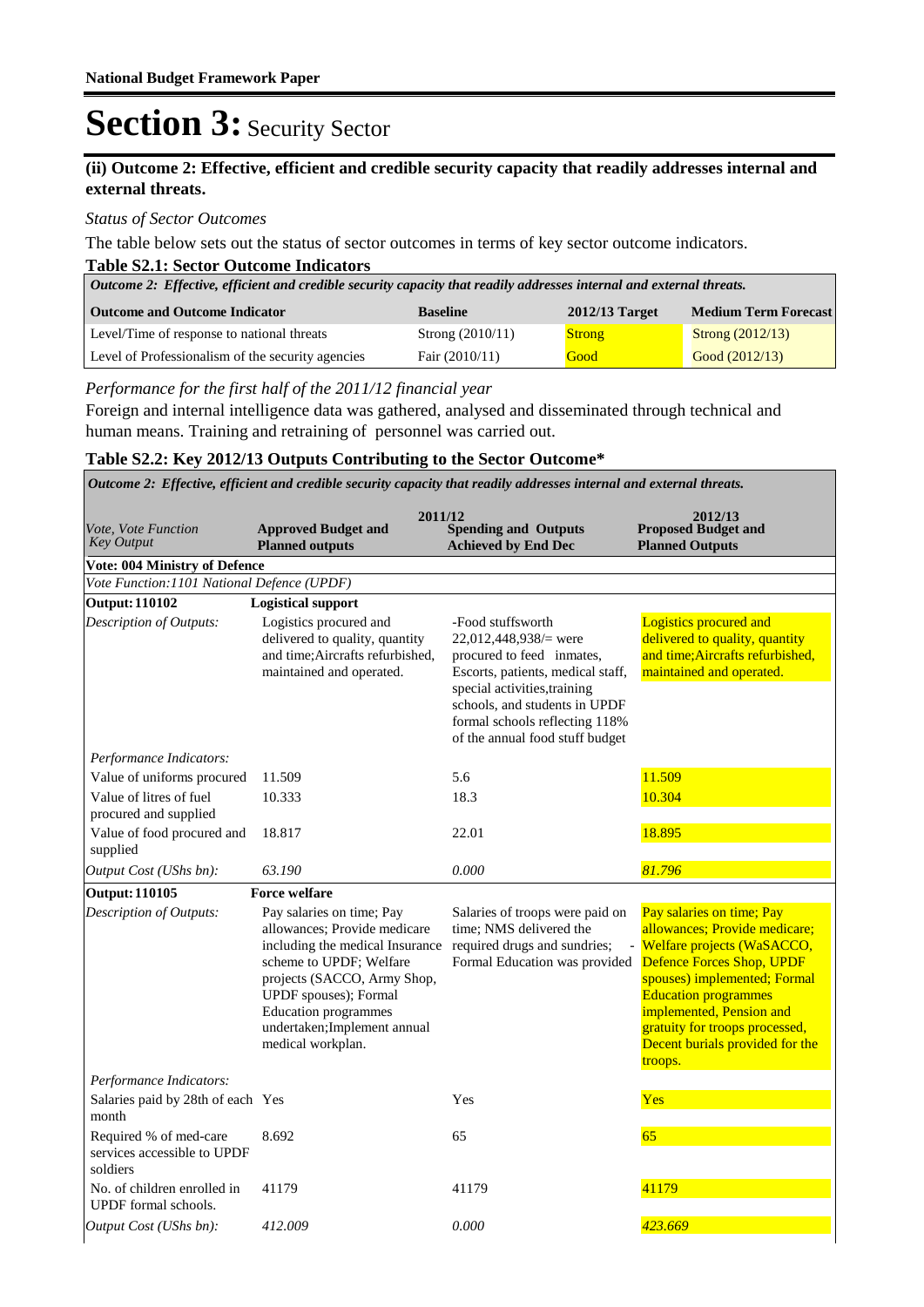# Section 3: Security Sector

### (ii) Outcome 2: Effective, efficient and credible security capacity that readily addresses internal and external threats.

*Status of Sector Outcomes*

The table below sets out the status of sector outcomes in terms of key sector outcome indicators.

**Table S2.1: Sector Outcome Indicators**

| *Outcome 2: Effective, efficient and credible security capacity that readily addresses internal and external threats.* | | | |
|---|---|---|---|
| **Outcome and Outcome Indicator** | **Baseline** | **2012/13 Target** | **Medium Term Forecast** |
| Level/Time of response to national threats | Strong (2010/11) | Strong | Strong (2012/13) |
| Level of Professionalism of the security agencies | Fair (2010/11) | Good | Good (2012/13) |

*Performance for the first half of the 2011/12 financial year*

Foreign and internal intelligence data was gathered, analysed and disseminated through technical and human means. Training and retraining of personnel was carried out.

**Table S2.2: Key 2012/13 Outputs Contributing to the Sector Outcome\***

| *Outcome 2: Effective, efficient and credible security capacity that readily addresses internal and external threats.* | | | |
|---|---|---|---|
| | **2011/12** | | **2012/13** |
| *Vote, Vote Function Key Output* | **Approved Budget and Planned outputs** | **Spending and Outputs Achieved by End Dec** | **Proposed Budget and Planned Outputs** |
| **Vote: 004 Ministry of Defence** | | | |
| *Vote Function:1101 National Defence (UPDF)* | | | |
| **Output: 110102** | **Logistical support** | | |
| *Description of Outputs:* | Logistics procured and delivered to quality, quantity and time;Aircrafts refurbished, maintained and operated. | -Food stuffsworth 22,012,448,938/= were procured to feed inmates, Escorts, patients, medical staff, special activities,training schools, and students in UPDF formal schools reflecting 118% of the annual food stuff budget | Logistics procured and delivered to quality, quantity and time;Aircrafts refurbished, maintained and operated. |
| *Performance Indicators:* | | | |
| Value of uniforms procured | 11.509 | 5.6 | 11.509 |
| Value of litres of fuel procured and supplied | 10.333 | 18.3 | 10.304 |
| Value of food procured and supplied | 18.817 | 22.01 | 18.895 |
| *Output Cost (UShs bn):* | *63.190* | *0.000* | *81.796* |
| **Output: 110105** | **Force welfare** | | |
| *Description of Outputs:* | Pay salaries on time; Pay allowances; Provide medicare including the medical Insurance scheme to UPDF; Welfare projects (SACCO, Army Shop, UPDF spouses); Formal Education programmes undertaken;Implement annual medical workplan. | Salaries of troops were paid on time; NMS delivered the required drugs and sundries; - Formal Education was provided | Pay salaries on time; Pay allowances; Provide medicare; Welfare projects (WaSACCO, Defence Forces Shop, UPDF spouses) implemented; Formal Education programmes implemented, Pension and gratuity for troops processed, Decent burials provided for the troops. |
| *Performance Indicators:* | | | |
| Salaries paid by 28th of each month | Yes | Yes | Yes |
| Required % of med-care services accessible to UPDF soldiers | 8.692 | 65 | 65 |
| No. of children enrolled in UPDF formal schools. | 41179 | 41179 | 41179 |
| *Output Cost (UShs bn):* | *412.009* | *0.000* | *423.669* |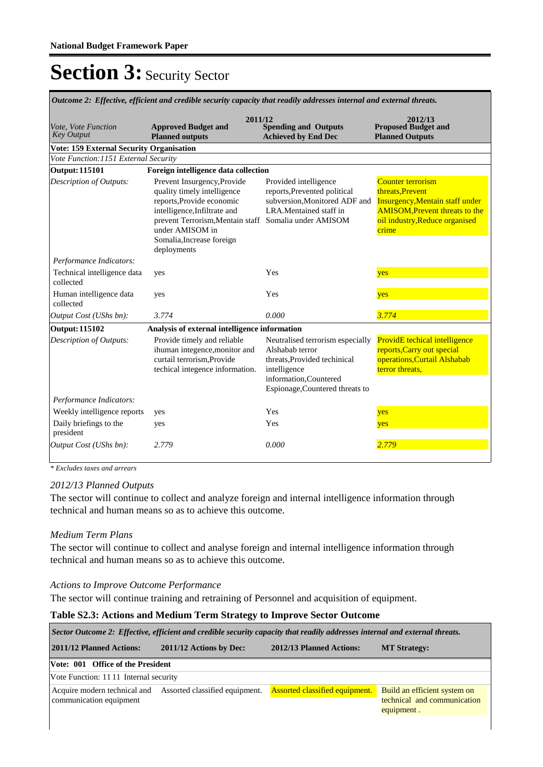**National Budget Framework Paper**

# Section 3: Security Sector

| *Outcome 2: Effective, efficient and credible security capacity that readily addresses internal and external threats.* | | | |
|---|---|---|---|
| | 2011/12 | | 2012/13 |
| *Vote, Vote Function Key Output* | **Approved Budget and Planned outputs** | **Spending and Outputs Achieved by End Dec** | **Proposed Budget and Planned Outputs** |
| **Vote: 159 External Security Organisation** | | | |
| *Vote Function:1151 External Security* | | | |
| **Output: 115101** | **Foreign intelligence data collection** | | |
| *Description of Outputs:* | Prevent Insurgency,Provide quality timely intelligence reports,Provide economic intelligence,Infiltrate and prevent Terrorism,Mentain staff under AMISOM in Somalia,Increase foreign deployments | Provided intelligence reports,Prevented political subversion,Monitored ADF and LRA.Mentained staff in Somalia under AMISOM | Counter terrorism threats,Prevent Insurgency,Mentain staff under AMISOM,Prevent threats to the oil industry,Reduce organised crime |
| *Performance Indicators:* | | | |
| Technical intelligence data collected | yes | Yes | yes |
| Human intelligence data collected | yes | Yes | yes |
| *Output Cost (UShs bn):* | *3.774* | *0.000* | *3.774* |
| **Output: 115102** | **Analysis of external intelligence information** | | |
| *Description of Outputs:* | Provide timely and reliable ihuman integence,monitor and curtail terrorism,Provide techical integence information. | Neutralised terrorism especially Alshabab terror threats,Provided techinical intelligence information,Countered Espionage,Countered threats to | ProvidE techical intelligence reports,Carry out special operations,Curtail Alshabab terror threats, |
| *Performance Indicators:* | | | |
| Weekly intelligence reports | yes | Yes | yes |
| Daily briefings to the president | yes | Yes | yes |
| *Output Cost (UShs bn):* | *2.779* | *0.000* | *2.779* |

*\* Excludes taxes and arrears*

*2012/13 Planned Outputs*

The sector will continue to collect and analyze foreign and internal intelligence information through technical and human means so as to achieve this outcome.

*Medium Term Plans*

The sector will continue to collect and analyse foreign and internal intelligence information through technical and human means so as to achieve this outcome.

*Actions to Improve Outcome Performance*

The sector will continue training and retraining of Personnel and acquisition of equipment.

**Table S2.3: Actions and Medium Term Strategy to Improve Sector Outcome**

| *Sector Outcome 2: Effective, efficient and credible security capacity that readily addresses internal and external threats.* | | | |
|---|---|---|---|
| **2011/12 Planned Actions:** | **2011/12 Actions by Dec:** | **2012/13 Planned Actions:** | **MT Strategy:** |
| **Vote: 001 Office of the President** | | | |
| Vote Function: 11 11 Internal security | | | |
| Acquire modern technical and communication equipment | Assorted classified equipment. | Assorted classified equipment. | Build an efficient system on technical and communication equipment . |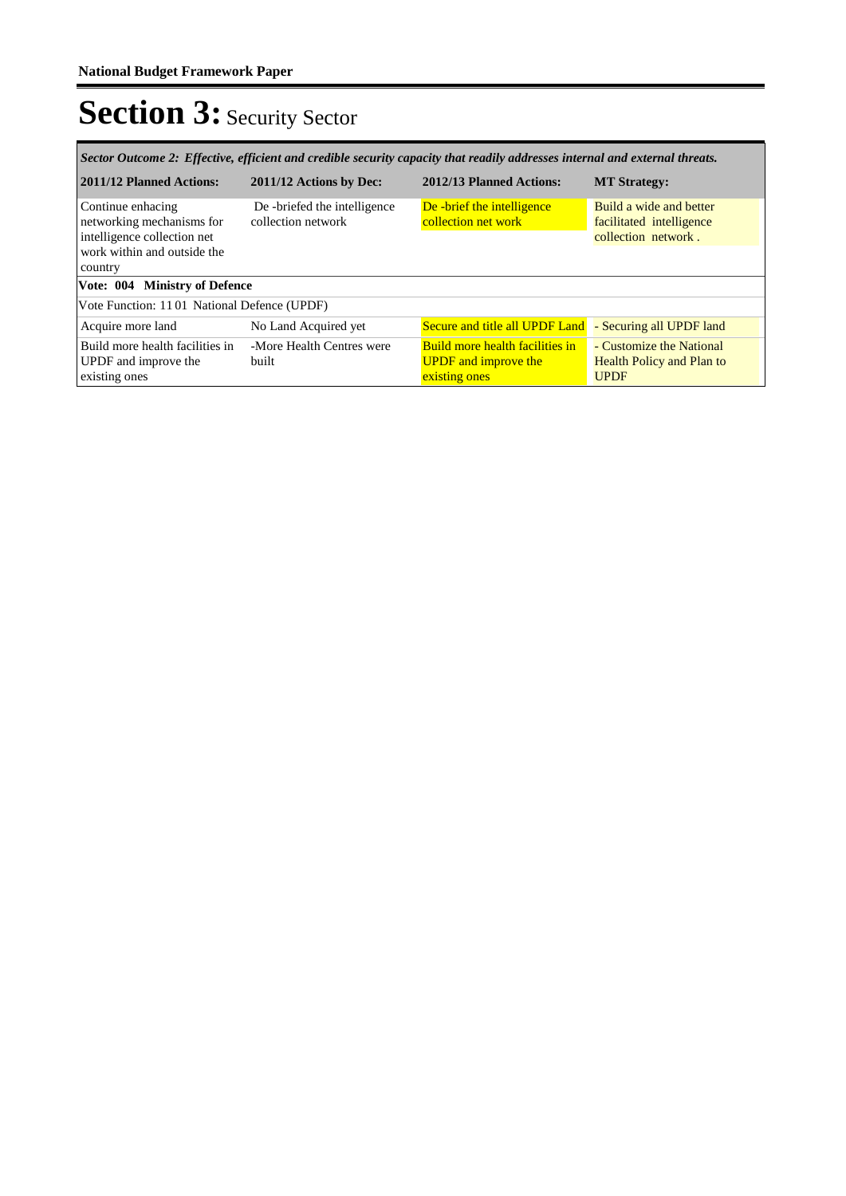# Section 3: Security Sector

| *Sector Outcome 2: Effective, efficient and credible security capacity that readily addresses internal and external threats.* | | | |
|---|---|---|---|
| **2011/12 Planned Actions:** | **2011/12 Actions by Dec:** | **2012/13 Planned Actions:** | **MT Strategy:** |
| Continue enhacing networking mechanisms for intelligence collection net work within and outside the country | De -briefed the intelligence collection network | De -brief the intelligence collection net work | Build a wide and better facilitated intelligence collection network . |
| **Vote: 004 Ministry of Defence** | | | |
| Vote Function: 11 01 National Defence (UPDF) | | | |
| Acquire more land | No Land Acquired yet | Secure and title all UPDF Land | - Securing all UPDF land |
| Build more health facilities in UPDF and improve the existing ones | -More Health Centres were built | Build more health facilities in UPDF and improve the existing ones | - Customize the National Health Policy and Plan to UPDF |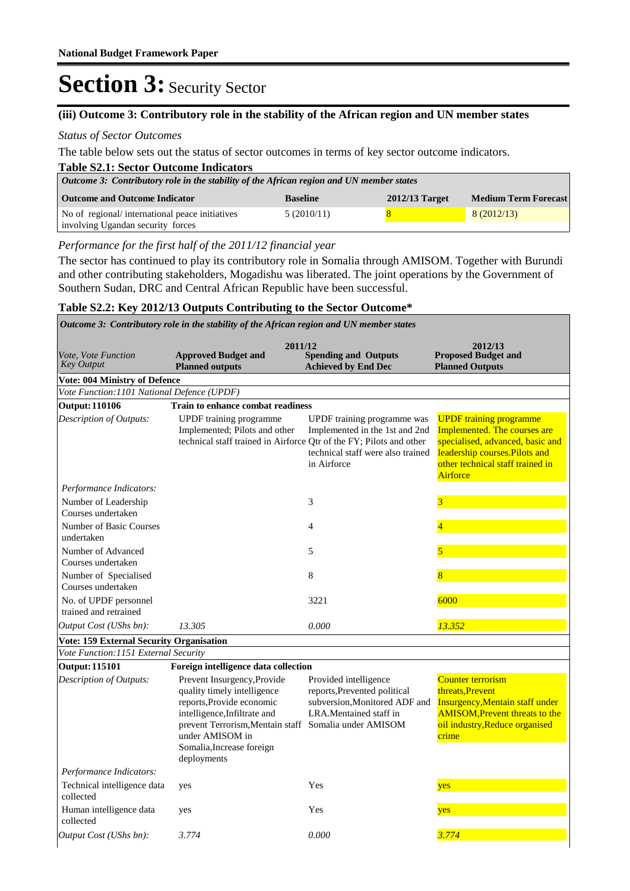**National Budget Framework Paper**

# Section 3: Security Sector

### (iii) Outcome 3: Contributory role in the stability of the African region and UN member states

*Status of Sector Outcomes*

The table below sets out the status of sector outcomes in terms of key sector outcome indicators.

**Table S2.1: Sector Outcome Indicators**

| *Outcome 3: Contributory role in the stability of the African region and UN member states* | | | |
|---|---|---|---|
| **Outcome and Outcome Indicator** | **Baseline** | **2012/13 Target** | **Medium Term Forecast** |
| No of regional/ international peace initiatives involving Ugandan security forces | 5 (2010/11) | 8 | 8 (2012/13) |

*Performance for the first half of the 2011/12 financial year*

The sector has continued to play its contributory role in Somalia through AMISOM. Together with Burundi and other contributing stakeholders, Mogadishu was liberated. The joint operations by the Government of Southern Sudan, DRC and Central African Republic have been successful.

**Table S2.2: Key 2012/13 Outputs Contributing to the Sector Outcome***

| *Outcome 3: Contributory role in the stability of the African region and UN member states* | | | |
|---|---|---|---|
| | **2011/12** | | **2012/13** |
| *Vote, Vote Function Key Output* | **Approved Budget and Planned outputs** | **Spending and Outputs Achieved by End Dec** | **Proposed Budget and Planned Outputs** |
| **Vote: 004 Ministry of Defence** | | | |
| *Vote Function:1101 National Defence (UPDF)* | | | |
| **Output: 110106** | **Train to enhance combat readiness** | | |
| *Description of Outputs:* | UPDF training programme Implemented; Pilots and other technical staff trained in Airforce | UPDF training programme was Implemented in the 1st and 2nd Qtr of the FY; Pilots and other technical staff were also trained in Airforce | UPDF training programme Implemented. The courses are specialised, advanced, basic and leadership courses.Pilots and other technical staff trained in Airforce |
| *Performance Indicators:* | | | |
| Number of Leadership Courses undertaken | | 3 | 3 |
| Number of Basic Courses undertaken | | 4 | 4 |
| Number of Advanced Courses undertaken | | 5 | 5 |
| Number of Specialised Courses undertaken | | 8 | 8 |
| No. of UPDF personnel trained and retrained | | 3221 | 6000 |
| *Output Cost (UShs bn):* | *13.305* | *0.000* | *13.352* |
| **Vote: 159 External Security Organisation** | | | |
| *Vote Function:1151 External Security* | | | |
| **Output: 115101** | **Foreign intelligence data collection** | | |
| *Description of Outputs:* | Prevent Insurgency,Provide quality timely intelligence reports,Provide economic intelligence,Infiltrate and prevent Terrorism,Mentain staff under AMISOM in Somalia,Increase foreign deployments | Provided intelligence reports,Prevented political subversion,Monitored ADF and LRA.Mentained staff in Somalia under AMISOM | Counter terrorism threats,Prevent Insurgency,Mentain staff under AMISOM,Prevent threats to the oil industry,Reduce organised crime |
| *Performance Indicators:* | | | |
| Technical intelligence data collected | yes | Yes | yes |
| Human intelligence data collected | yes | Yes | yes |
| *Output Cost (UShs bn):* | *3.774* | *0.000* | *3.774* |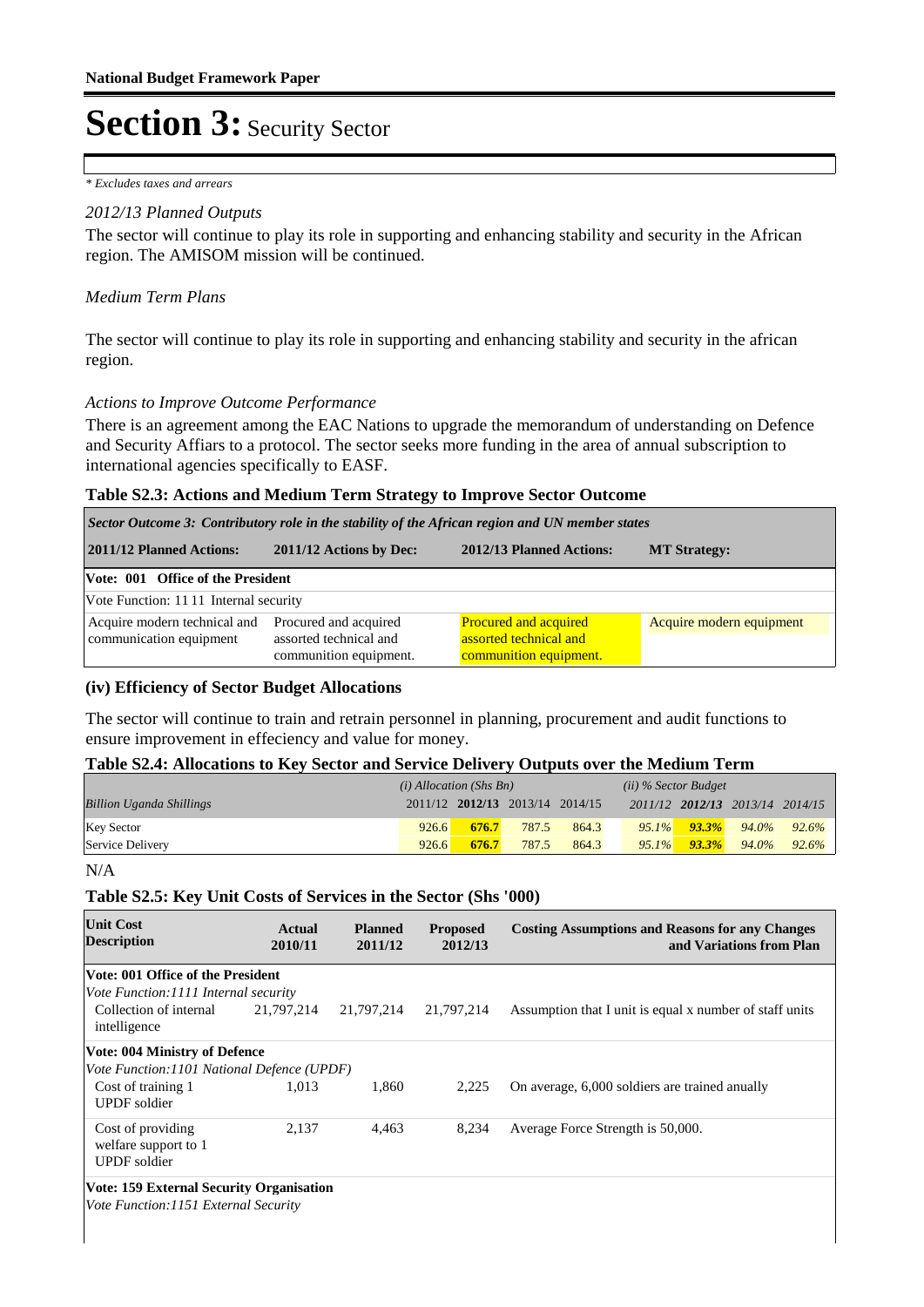# Section 3: Security Sector

*\* Excludes taxes and arrears*

*2012/13 Planned Outputs*

The sector will continue to play its role in supporting and enhancing stability and security in the African region. The AMISOM mission will be continued.

*Medium Term Plans*

The sector will continue to play its role in supporting and enhancing stability and security in the african region.

*Actions to Improve Outcome Performance*

There is an agreement among the EAC Nations to upgrade the memorandum of understanding on Defence and Security Affiars to a protocol. The sector seeks more funding in the area of annual subscription to international agencies specifically to EASF.

**Table S2.3: Actions and Medium Term Strategy to Improve Sector Outcome**

| *Sector Outcome 3: Contributory role in the stability of the African region and UN member states* | | | |
|---|---|---|---|
| **2011/12 Planned Actions:** | **2011/12 Actions by Dec:** | **2012/13 Planned Actions:** | **MT Strategy:** |
| **Vote: 001 Office of the President** | | | |
| Vote Function: 11 11 Internal security | | | |
| Acquire modern technical and communication equipment | Procured and acquired assorted technical and communition equipment. | Procured and acquired assorted technical and communition equipment. | Acquire modern equipment |

### (iv) Efficiency of Sector Budget Allocations

The sector will continue to train and retrain personnel in planning, procurement and audit functions to ensure improvement in effeciency and value for money.

**Table S2.4: Allocations to Key Sector and Service Delivery Outputs over the Medium Term**

| | *(i) Allocation (Shs Bn)* | | | | *(ii) % Sector Budget* | | | |
|---|---|---|---|---|---|---|---|---|
| *Billion Uganda Shillings* | 2011/12 | **2012/13** | 2013/14 | 2014/15 | *2011/12* | ***2012/13*** | *2013/14* | *2014/15* |
| Key Sector | 926.6 | **676.7** | 787.5 | 864.3 | *95.1%* | ***93.3%*** | *94.0%* | *92.6%* |
| Service Delivery | 926.6 | **676.7** | 787.5 | 864.3 | *95.1%* | ***93.3%*** | *94.0%* | *92.6%* |

N/A

**Table S2.5: Key Unit Costs of Services in the Sector (Shs '000)**

| **Unit Cost Description** | **Actual 2010/11** | **Planned 2011/12** | **Proposed 2012/13** | **Costing Assumptions and Reasons for any Changes and Variations from Plan** |
|---|---|---|---|---|
| **Vote: 001 Office of the President** | | | | |
| *Vote Function:1111 Internal security* | | | | |
| Collection of internal intelligence | 21,797,214 | 21,797,214 | 21,797,214 | Assumption that I unit is equal x number of staff units |
| **Vote: 004 Ministry of Defence** | | | | |
| *Vote Function:1101 National Defence (UPDF)* | | | | |
| Cost of training 1 UPDF soldier | 1,013 | 1,860 | 2,225 | On average, 6,000 soldiers are trained anually |
| Cost of providing welfare support to 1 UPDF soldier | 2,137 | 4,463 | 8,234 | Average Force Strength is 50,000. |
| **Vote: 159 External Security Organisation** | | | | |
| *Vote Function:1151 External Security* | | | | |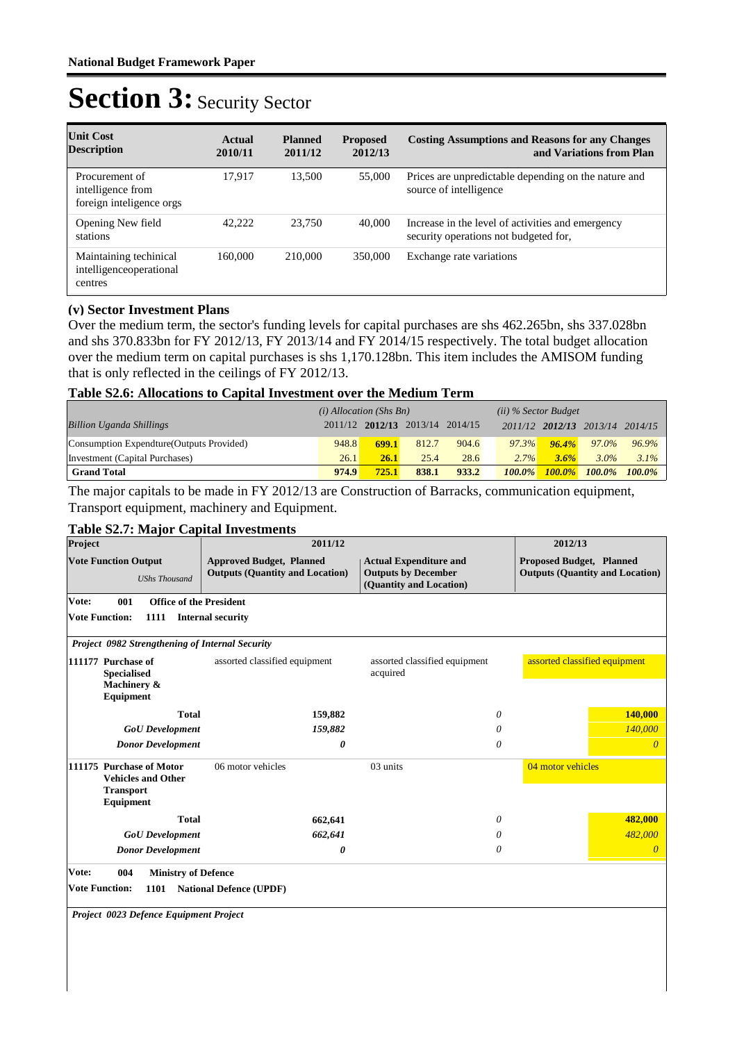# Section 3: Security Sector

| Unit Cost Description | Actual 2010/11 | Planned 2011/12 | Proposed 2012/13 | Costing Assumptions and Reasons for any Changes and Variations from Plan |
|---|---|---|---|---|
| Procurement of intelligence from foreign inteligence orgs | 17,917 | 13,500 | 55,000 | Prices are unpredictable depending on the nature and source of intelligence |
| Opening New field stations | 42,222 | 23,750 | 40,000 | Increase in the level of activities and emergency security operations not budgeted for, |
| Maintaining techinical intelligenceoperational centres | 160,000 | 210,000 | 350,000 | Exchange rate variations |

### (v) Sector Investment Plans

Over the medium term, the sector's funding levels for capital purchases are shs 462.265bn, shs 337.028bn and shs 370.833bn for FY 2012/13, FY 2013/14 and FY 2014/15 respectively. The total budget allocation over the medium term on capital purchases is shs 1,170.128bn. This item includes the AMISOM funding that is only reflected in the ceilings of FY 2012/13.

### Table S2.6: Allocations to Capital Investment over the Medium Term

| | *(i) Allocation (Shs Bn)* | | | | *(ii) % Sector Budget* | | | |
|---|---|---|---|---|---|---|---|---|
| *Billion Uganda Shillings* | 2011/12 | **2012/13** | 2013/14 | 2014/15 | *2011/12* | ***2012/13*** | *2013/14* | *2014/15* |
| Consumption Expendture(Outputs Provided) | 948.8 | **699.1** | 812.7 | 904.6 | *97.3%* | ***96.4%*** | *97.0%* | *96.9%* |
| Investment (Capital Purchases) | 26.1 | **26.1** | 25.4 | 28.6 | *2.7%* | ***3.6%*** | *3.0%* | *3.1%* |
| **Grand Total** | **974.9** | **725.1** | **838.1** | **933.2** | ***100.0%*** | ***100.0%*** | ***100.0%*** | ***100.0%*** |

The major capitals to be made in FY 2012/13 are Construction of Barracks, communication equipment, Transport equipment, machinery and Equipment.

### Table S2.7: Major Capital Investments

| Project | 2011/12 | | 2012/13 |
|---|---|---|---|
| **Vote Function Output** *UShs Thousand* | **Approved Budget, Planned Outputs (Quantity and Location)** | **Actual Expenditure and Outputs by December (Quantity and Location)** | **Proposed Budget, Planned Outputs (Quantity and Location)** |
| **Vote: 001 Office of the President** | | | |
| **Vote Function: 1111 Internal security** | | | |
| ***Project 0982 Strengthening of Internal Security*** | | | |
| **111177 Purchase of Specialised Machinery & Equipment** | assorted classified equipment | assorted classified equipment acquired | assorted classified equipment |
| **Total** | 159,882 | *0* | **140,000** |
| ***GoU Development*** | *159,882* | *0* | *140,000* |
| ***Donor Development*** | ***0*** | *0* | *0* |
| **111175 Purchase of Motor Vehicles and Other Transport Equipment** | 06 motor vehicles | 03 units | 04 motor vehicles |
| **Total** | 662,641 | *0* | **482,000** |
| ***GoU Development*** | *662,641* | *0* | *482,000* |
| ***Donor Development*** | ***0*** | *0* | *0* |
| **Vote: 004 Ministry of Defence** | | | |
| **Vote Function: 1101 National Defence (UPDF)** | | | |
| ***Project 0023 Defence Equipment Project*** | | | |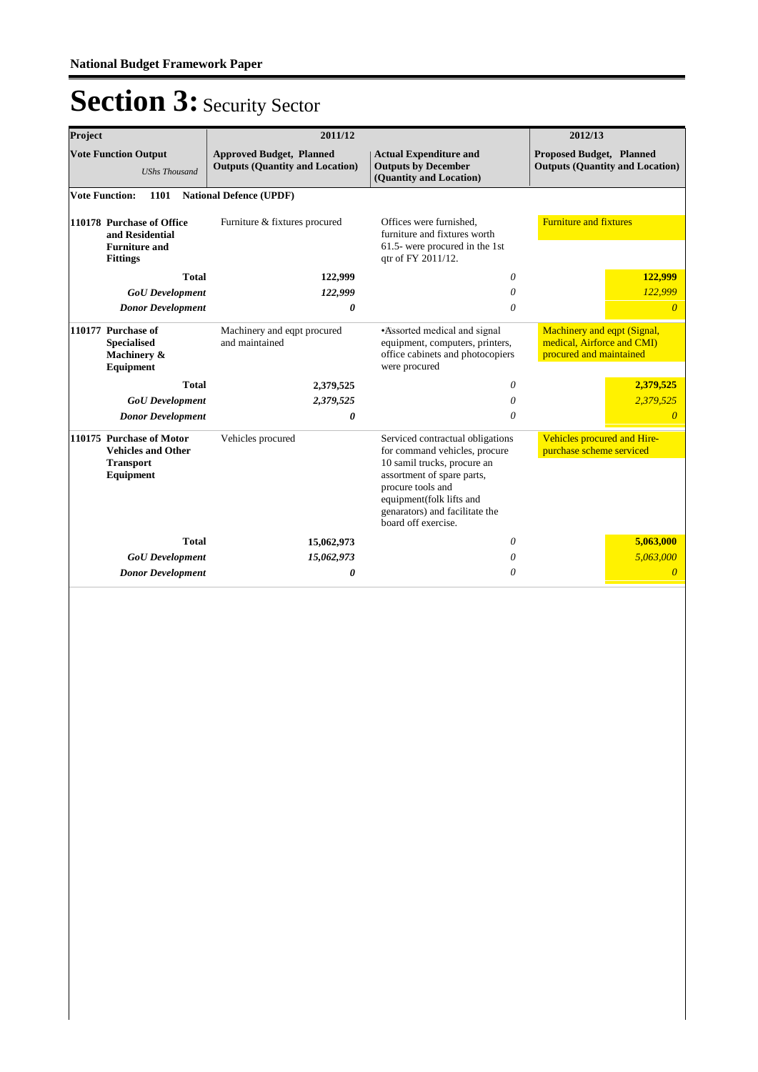# Section 3: Security Sector

| Project | 2011/12 | | 2012/13 |
|---|---|---|---|
| **Vote Function Output** *UShs Thousand* | **Approved Budget, Planned Outputs (Quantity and Location)** | **Actual Expenditure and Outputs by December (Quantity and Location)** | **Proposed Budget, Planned Outputs (Quantity and Location)** |
| **Vote Function: 1101 National Defence (UPDF)** | | | |
| **110178 Purchase of Office and Residential Furniture and Fittings** | Furniture & fixtures procured | Offices were furnished, furniture and fixtures worth 61.5- were procured in the 1st qtr of FY 2011/12. | Furniture and fixtures |
| **Total** | **122,999** | *0* | **122,999** |
| ***GoU Development*** | *122,999* | *0* | *122,999* |
| ***Donor Development*** | ***0*** | *0* | *0* |
| **110177 Purchase of Specialised Machinery & Equipment** | Machinery and eqpt procured and maintained | •Assorted medical and signal equipment, computers, printers, office cabinets and photocopiers were procured | Machinery and eqpt (Signal, medical, Airforce and CMI) procured and maintained |
| **Total** | **2,379,525** | *0* | **2,379,525** |
| ***GoU Development*** | *2,379,525* | *0* | *2,379,525* |
| ***Donor Development*** | ***0*** | *0* | *0* |
| **110175 Purchase of Motor Vehicles and Other Transport Equipment** | Vehicles procured | Serviced contractual obligations for command vehicles, procure 10 samil trucks, procure an assortment of spare parts, procure tools and equipment(folk lifts and genarators) and facilitate the board off exercise. | Vehicles procured and Hire-purchase scheme serviced |
| **Total** | **15,062,973** | *0* | **5,063,000** |
| ***GoU Development*** | *15,062,973* | *0* | *5,063,000* |
| ***Donor Development*** | ***0*** | *0* | *0* |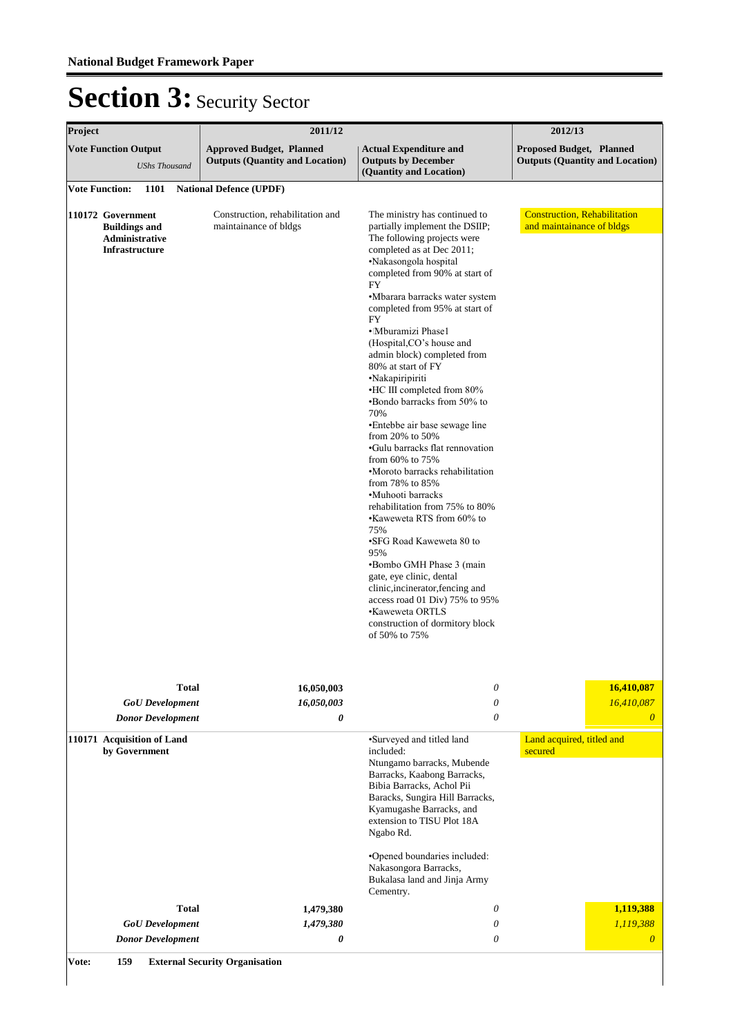**National Budget Framework Paper**

# Section 3: Security Sector

| Project | 2011/12 | | 2012/13 |
|---|---|---|---|
| **Vote Function Output** *UShs Thousand* | **Approved Budget, Planned Outputs (Quantity and Location)** | **Actual Expenditure and Outputs by December (Quantity and Location)** | **Proposed Budget, Planned Outputs (Quantity and Location)** |
| **Vote Function: 1101 National Defence (UPDF)** | | | |
| **110172 Government Buildings and Administrative Infrastructure** | Construction, rehabilitation and maintainance of bldgs | The ministry has continued to partially implement the DSIIP; The following projects were completed as at Dec 2011; •Nakasongola hospital completed from 90% at start of FY •Mbarara barracks water system completed from 95% at start of FY •Mburamizi Phase1 (Hospital,CO's house and admin block) completed from 80% at start of FY •Nakapiripiriti •HC III completed from 80% •Bondo barracks from 50% to 70% •Entebbe air base sewage line from 20% to 50% •Gulu barracks flat rennovation from 60% to 75% •Moroto barracks rehabilitation from 78% to 85% •Muhooti barracks rehabilitation from 75% to 80% •Kaweweta RTS from 60% to 75% •SFG Road Kaweweta 80 to 95% •Bombo GMH Phase 3 (main gate, eye clinic, dental clinic,incinerator,fencing and access road 01 Div) 75% to 95% •Kaweweta ORTLS construction of dormitory block of 50% to 75% | Construction, Rehabilitation and maintainance of bldgs |
| **Total** | **16,050,003** | *0* | **16,410,087** |
| ***GoU Development*** | ***16,050,003*** | *0* | *16,410,087* |
| ***Donor Development*** | ***0*** | *0* | *0* |
| **110171 Acquisition of Land by Government** | | •Surveyed and titled land included: Ntungamo barracks, Mubende Barracks, Kaabong Barracks, Bibia Barracks, Achol Pii Baracks, Sungira Hill Barracks, Kyamugashe Barracks, and extension to TISU Plot 18A Ngabo Rd. •Opened boundaries included: Nakasongora Barracks, Bukalasa land and Jinja Army Cementry. | Land acquired, titled and secured |
| **Total** | **1,479,380** | *0* | **1,119,388** |
| ***GoU Development*** | ***1,479,380*** | *0* | *1,119,388* |
| ***Donor Development*** | ***0*** | *0* | *0* |
| **Vote: 159 External Security Organisation** | | | |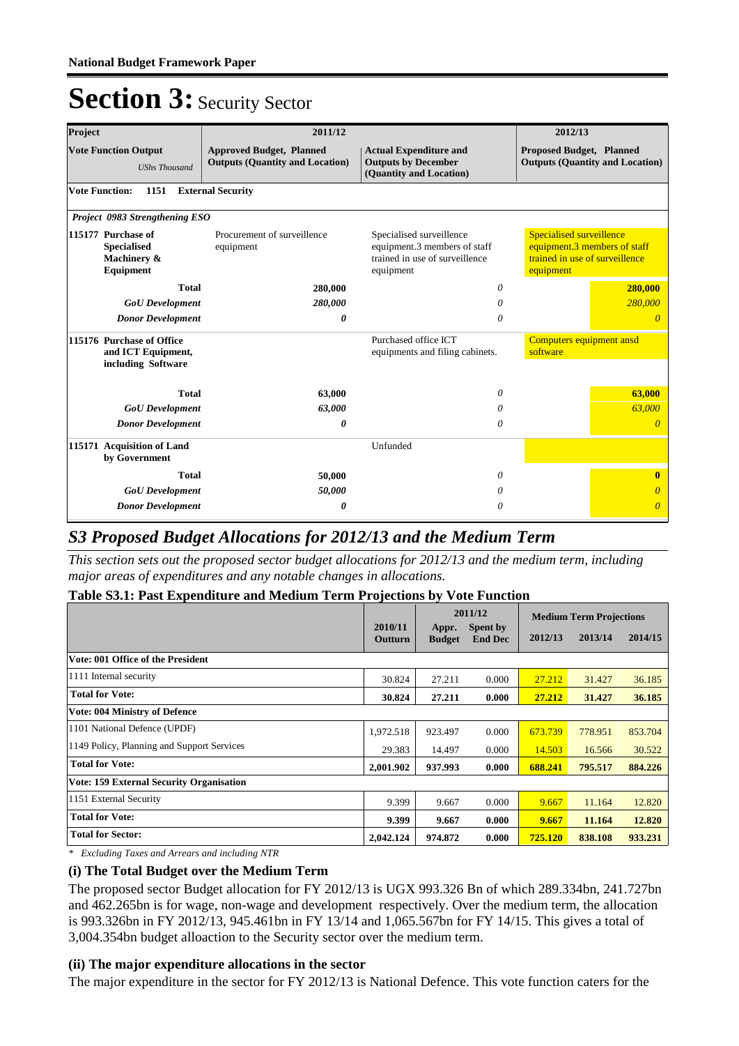# Section 3: Security Sector

| Project | 2011/12 | | 2012/13 |
|---|---|---|---|
| **Vote Function Output** *UShs Thousand* | **Approved Budget, Planned Outputs (Quantity and Location)** | **Actual Expenditure and Outputs by December (Quantity and Location)** | **Proposed Budget, Planned Outputs (Quantity and Location)** |
| **Vote Function: 1151 External Security** | | | |
| ***Project 0983 Strengthening ESO*** | | | |
| **115177 Purchase of Specialised Machinery & Equipment** | Procurement of surveillence equipment | Specialised surveillence equipment.3 members of staff trained in use of surveillence equipment | Specialised surveillence equipment.3 members of staff trained in use of surveillence equipment |
| **Total** | **280,000** | *0* | **280,000** |
| ***GoU Development*** | ***280,000*** | *0* | *280,000* |
| ***Donor Development*** | ***0*** | *0* | *0* |
| **115176 Purchase of Office and ICT Equipment, including Software** | | Purchased office ICT equipments and filing cabinets. | Computers equipment ansd software |
| **Total** | **63,000** | *0* | **63,000** |
| ***GoU Development*** | ***63,000*** | *0* | *63,000* |
| ***Donor Development*** | ***0*** | *0* | *0* |
| **115171 Acquisition of Land by Government** | | Unfunded | |
| **Total** | **50,000** | *0* | **0** |
| ***GoU Development*** | ***50,000*** | *0* | *0* |
| ***Donor Development*** | ***0*** | *0* | *0* |

## S3 Proposed Budget Allocations for 2012/13 and the Medium Term

*This section sets out the proposed sector budget allocations for 2012/13 and the medium term, including major areas of expenditures and any notable changes in allocations.*

**Table S3.1: Past Expenditure and Medium Term Projections by Vote Function**

| | 2010/11 Outturn | 2011/12 Appr. Budget | 2011/12 Spent by End Dec | Medium Term Projections 2012/13 | 2013/14 | 2014/15 |
|---|---|---|---|---|---|---|
| **Vote: 001 Office of the President** | | | | | | |
| 1111 Internal security | 30.824 | 27.211 | 0.000 | 27.212 | 31.427 | 36.185 |
| **Total for Vote:** | **30.824** | **27.211** | **0.000** | **27.212** | **31.427** | **36.185** |
| **Vote: 004 Ministry of Defence** | | | | | | |
| 1101 National Defence (UPDF) | 1,972.518 | 923.497 | 0.000 | 673.739 | 778.951 | 853.704 |
| 1149 Policy, Planning and Support Services | 29.383 | 14.497 | 0.000 | 14.503 | 16.566 | 30.522 |
| **Total for Vote:** | **2,001.902** | **937.993** | **0.000** | **688.241** | **795.517** | **884.226** |
| **Vote: 159 External Security Organisation** | | | | | | |
| 1151 External Security | 9.399 | 9.667 | 0.000 | 9.667 | 11.164 | 12.820 |
| **Total for Vote:** | **9.399** | **9.667** | **0.000** | **9.667** | **11.164** | **12.820** |
| **Total for Sector:** | **2,042.124** | **974.872** | **0.000** | **725.120** | **838.108** | **933.231** |

*\* Excluding Taxes and Arrears and including NTR*

### (i) The Total Budget over the Medium Term

The proposed sector Budget allocation for FY 2012/13 is UGX 993.326 Bn of which 289.334bn, 241.727bn and 462.265bn is for wage, non-wage and development respectively. Over the medium term, the allocation is 993.326bn in FY 2012/13, 945.461bn in FY 13/14 and 1,065.567bn for FY 14/15. This gives a total of 3,004.354bn budget alloaction to the Security sector over the medium term.

### (ii) The major expenditure allocations in the sector

The major expenditure in the sector for FY 2012/13 is National Defence. This vote function caters for the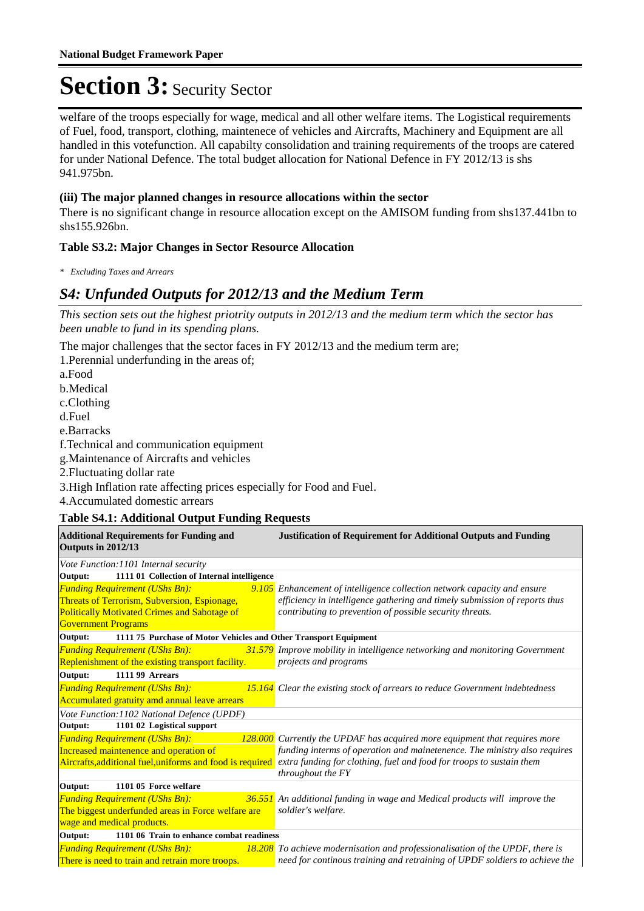welfare of the troops especially for wage, medical and all other welfare items. The Logistical requirements of Fuel, food, transport, clothing, maintenece of vehicles and Aircrafts, Machinery and Equipment are all handled in this votefunction. All capabilty consolidation and training requirements of the troops are catered for under National Defence. The total budget allocation for National Defence in FY 2012/13 is shs 941.975bn.

### (iii) The major planned changes in resource allocations within the sector

There is no significant change in resource allocation except on the AMISOM funding from shs137.441bn to shs155.926bn.

### Table S3.2: Major Changes in Sector Resource Allocation

*\* Excluding Taxes and Arrears*

## *S4: Unfunded Outputs for 2012/13 and the Medium Term*

*This section sets out the highest priotrity outputs in 2012/13 and the medium term which the sector has been unable to fund in its spending plans.*

The major challenges that the sector faces in FY 2012/13 and the medium term are;

1.Perennial underfunding in the areas of;

a.Food

b.Medical

c.Clothing

d.Fuel

e.Barracks

f.Technical and communication equipment

g.Maintenance of Aircrafts and vehicles

2.Fluctuating dollar rate

3.High Inflation rate affecting prices especially for Food and Fuel.

4.Accumulated domestic arrears

### Table S4.1: Additional Output Funding Requests

| Additional Requirements for Funding and Outputs in 2012/13 | | Justification of Requirement for Additional Outputs and Funding |
|---|---|---|
| *Vote Function:1101 Internal security* | | |
| **Output: 1111 01 Collection of Internal intelligence** | | |
| *Funding Requirement (UShs Bn):* Threats of Terrorism, Subversion, Espionage, Politically Motivated Crimes and Sabotage of Government Programs | *9.105* | *Enhancement of intelligence collection network capacity and ensure efficiency in intelligence gathering and timely submission of reports thus contributing to prevention of possible security threats.* |
| **Output: 1111 75 Purchase of Motor Vehicles and Other Transport Equipment** | | |
| *Funding Requirement (UShs Bn):* Replenishment of the existing transport facility. | *31.579* | *Improve mobility in intelligence networking and monitoring Government projects and programs* |
| **Output: 1111 99 Arrears** | | |
| *Funding Requirement (UShs Bn):* Accumulated gratuity amd annual leave arrears | *15.164* | *Clear the existing stock of arrears to reduce Government indebtedness* |
| *Vote Function:1102 National Defence (UPDF)* | | |
| **Output: 1101 02 Logistical support** | | |
| *Funding Requirement (UShs Bn):* Increased maintenance and operation of Aircrafts,additional fuel,uniforms and food is required | *128.000* | *Currently the UPDAF has acquired more equipment that requires more funding interms of operation and mainetenence. The ministry also requires extra funding for clothing, fuel and food for troops to sustain them throughout the FY* |
| **Output: 1101 05 Force welfare** | | |
| *Funding Requirement (UShs Bn):* The biggest underfunded areas in Force welfare are wage and medical products. | *36.551* | *An additional funding in wage and Medical products will improve the soldier's welfare.* |
| **Output: 1101 06 Train to enhance combat readiness** | | |
| *Funding Requirement (UShs Bn):* There is need to train and retrain more troops. | *18.208* | *To achieve modernisation and professionalisation of the UPDF, there is need for continous training and retraining of UPDF soldiers to achieve the* |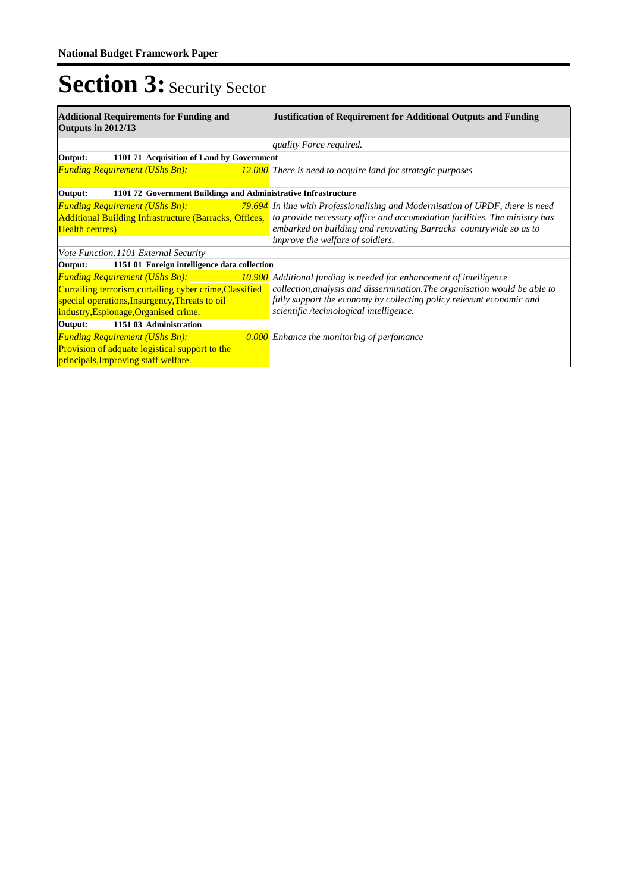# Section 3: Security Sector

| Additional Requirements for Funding and Outputs in 2012/13 | | Justification of Requirement for Additional Outputs and Funding |
|---|---|---|
| | | *quality Force required.* |
| **Output: 1101 71 Acquisition of Land by Government** | | |
| *Funding Requirement (UShs Bn):* | *12.000* | *There is need to acquire land for strategic purposes* |
| **Output: 1101 72 Government Buildings and Administrative Infrastructure** | | |
| *Funding Requirement (UShs Bn):* Additional Building Infrastructure (Barracks, Offices, Health centres) | *79.694* | *In line with Professionalising and Modernisation of UPDF, there is need to provide necessary office and accomodation facilities. The ministry has embarked on building and renovating Barracks countrywide so as to improve the welfare of soldiers.* |
| *Vote Function:1101 External Security* | | |
| **Output: 1151 01 Foreign intelligence data collection** | | |
| *Funding Requirement (UShs Bn):* Curtailing terrorism,curtailing cyber crime,Classified special operations,Insurgency,Threats to oil industry,Espionage,Organised crime. | *10.900* | *Additional funding is needed for enhancement of intelligence collection,analysis and dissemination.The organisation would be able to fully support the economy by collecting policy relevant economic and scientific /technological intelligence.* |
| **Output: 1151 03 Administration** | | |
| *Funding Requirement (UShs Bn):* Provision of adquate logistical support to the principals,Improving staff welfare. | *0.000* | *Enhance the monitoring of perfomance* |